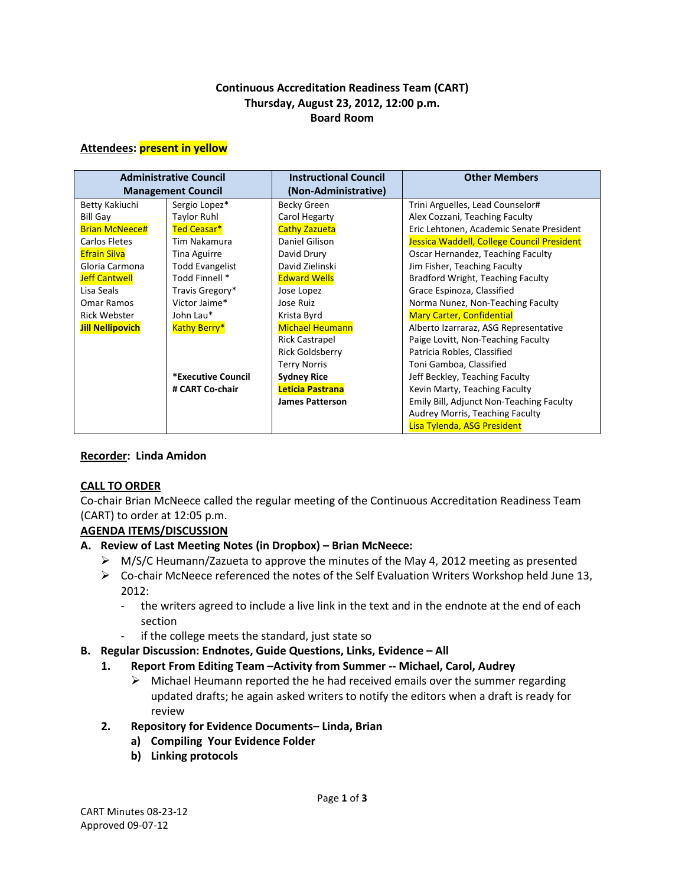**Continuous Accreditation Readiness Team (CART)**
**Thursday, August 23, 2012, 12:00 p.m.**
**Board Room**

**Attendees: present in yellow**

| Administrative Council Management Council | | Instructional Council (Non-Administrative) | Other Members |
|---|---|---|---|
| Betty Kakiuchi | Sergio Lopez* | Becky Green | Trini Arguelles, Lead Counselor# |
| Bill Gay | Taylor Ruhl | Carol Hegarty | Alex Cozzani, Teaching Faculty |
| Brian McNeece# | Ted Ceasar* | Cathy Zazueta | Eric Lehtonen, Academic Senate President |
| Carlos Fletes | Tim Nakamura | Daniel Gilison | Jessica Waddell, College Council President |
| Efrain Silva | Tina Aguirre | David Drury | Oscar Hernandez, Teaching Faculty |
| Gloria Carmona | Todd Evangelist | David Zielinski | Jim Fisher, Teaching Faculty |
| Jeff Cantwell | Todd Finnell * | Edward Wells | Bradford Wright, Teaching Faculty |
| Lisa Seals | Travis Gregory* | Jose Lopez | Grace Espinoza, Classified |
| Omar Ramos | Victor Jaime* | Jose Ruiz | Norma Nunez, Non-Teaching Faculty |
| Rick Webster | John Lau* | Krista Byrd | Mary Carter, Confidential |
| **Jill Nellipovich** | Kathy Berry* | Michael Heumann | Alberto Izarraraz, ASG Representative |
| | | Rick Castrapel | Paige Lovitt, Non-Teaching Faculty |
| | | Rick Goldsberry | Patricia Robles, Classified |
| | | Terry Norris | Toni Gamboa, Classified |
| | **\*Executive Council** | **Sydney Rice** | Jeff Beckley, Teaching Faculty |
| | **# CART Co-chair** | **Leticia Pastrana** | Kevin Marty, Teaching Faculty |
| | | **James Patterson** | Emily Bill, Adjunct Non-Teaching Faculty |
| | | | Audrey Morris, Teaching Faculty |
| | | | Lisa Tylenda, ASG President |

**Recorder: Linda Amidon**

**CALL TO ORDER**

Co-chair Brian McNeece called the regular meeting of the Continuous Accreditation Readiness Team (CART) to order at 12:05 p.m.

**AGENDA ITEMS/DISCUSSION**

**A. Review of Last Meeting Notes (in Dropbox) – Brian McNeece:**

- M/S/C Heumann/Zazueta to approve the minutes of the May 4, 2012 meeting as presented
- Co-chair McNeece referenced the notes of the Self Evaluation Writers Workshop held June 13, 2012:
  - the writers agreed to include a live link in the text and in the endnote at the end of each section
  - if the college meets the standard, just state so

**B. Regular Discussion: Endnotes, Guide Questions, Links, Evidence – All**

1. **Report From Editing Team –Activity from Summer -- Michael, Carol, Audrey**
   - Michael Heumann reported the he had received emails over the summer regarding updated drafts; he again asked writers to notify the editors when a draft is ready for review
2. **Repository for Evidence Documents– Linda, Brian**
   a) **Compiling Your Evidence Folder**
   b) **Linking protocols**

CART Minutes 08-23-12
Approved 09-07-12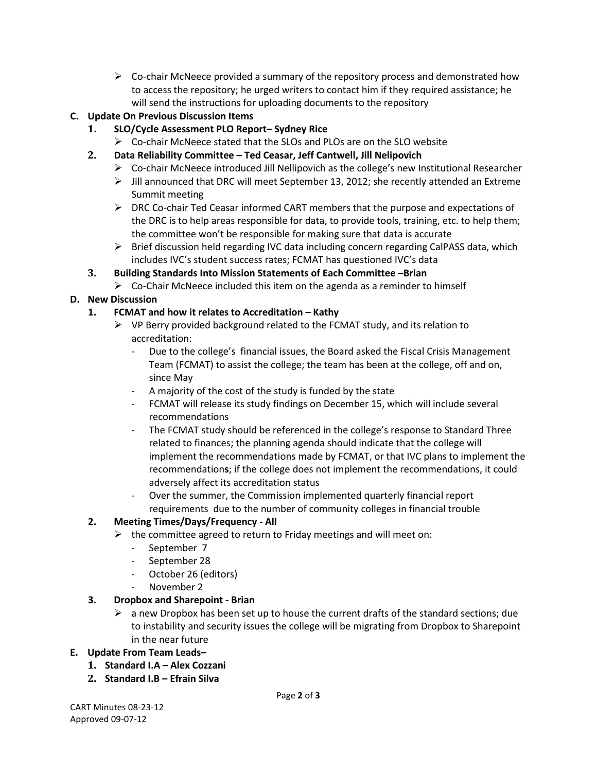- Co-chair McNeece provided a summary of the repository process and demonstrated how to access the repository; he urged writers to contact him if they required assistance; he will send the instructions for uploading documents to the repository

**C. Update On Previous Discussion Items**

1. **SLO/Cycle Assessment PLO Report– Sydney Rice**
   - Co-chair McNeece stated that the SLOs and PLOs are on the SLO website
2. **Data Reliability Committee – Ted Ceasar, Jeff Cantwell, Jill Nelipovich**
   - Co-chair McNeece introduced Jill Nellipovich as the college's new Institutional Researcher
   - Jill announced that DRC will meet September 13, 2012; she recently attended an Extreme Summit meeting
   - DRC Co-chair Ted Ceasar informed CART members that the purpose and expectations of the DRC is to help areas responsible for data, to provide tools, training, etc. to help them; the committee won't be responsible for making sure that data is accurate
   - Brief discussion held regarding IVC data including concern regarding CalPASS data, which includes IVC's student success rates; FCMAT has questioned IVC's data
3. **Building Standards Into Mission Statements of Each Committee –Brian**
   - Co-Chair McNeece included this item on the agenda as a reminder to himself

**D. New Discussion**

1. **FCMAT and how it relates to Accreditation – Kathy**
   - VP Berry provided background related to the FCMAT study, and its relation to accreditation:
     - Due to the college's financial issues, the Board asked the Fiscal Crisis Management Team (FCMAT) to assist the college; the team has been at the college, off and on, since May
     - A majority of the cost of the study is funded by the state
     - FCMAT will release its study findings on December 15, which will include several recommendations
     - The FCMAT study should be referenced in the college's response to Standard Three related to finances; the planning agenda should indicate that the college will implement the recommendations made by FCMAT, or that IVC plans to implement the recommendation**s**; if the college does not implement the recommendations, it could adversely affect its accreditation status
     - Over the summer, the Commission implemented quarterly financial report requirements due to the number of community colleges in financial trouble
2. **Meeting Times/Days/Frequency - All**
   - the committee agreed to return to Friday meetings and will meet on:
     - September 7
     - September 28
     - October 26 (editors)
     - November 2
3. **Dropbox and Sharepoint - Brian**
   - a new Dropbox has been set up to house the current drafts of the standard sections; due to instability and security issues the college will be migrating from Dropbox to Sharepoint in the near future

**E. Update From Team Leads–**

1. **Standard I.A – Alex Cozzani**
2. **Standard I.B – Efrain Silva**

CART Minutes 08-23-12
Approved 09-07-12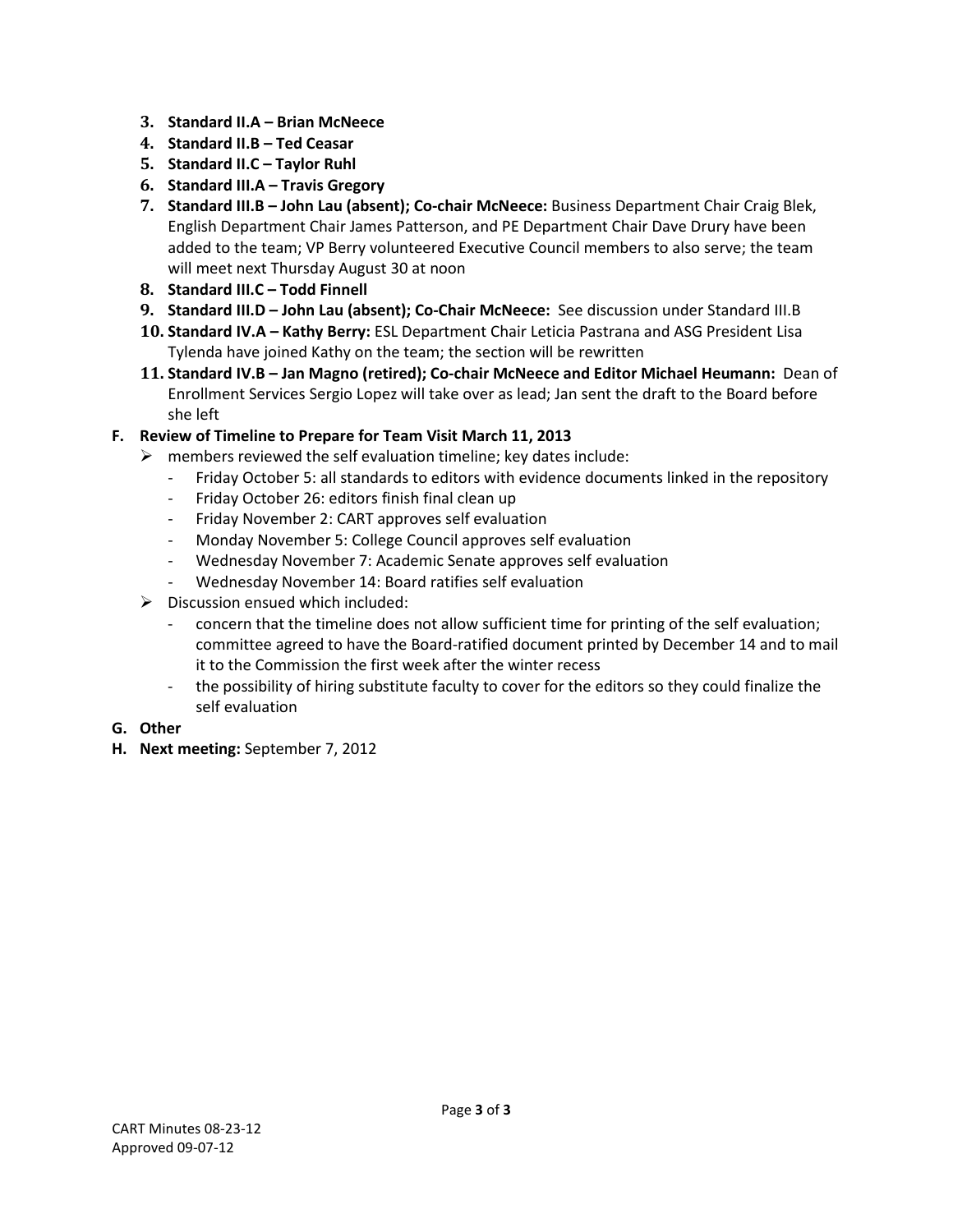3. **Standard II.A – Brian McNeece**
4. **Standard II.B – Ted Ceasar**
5. **Standard II.C – Taylor Ruhl**
6. **Standard III.A – Travis Gregory**
7. **Standard III.B – John Lau (absent); Co-chair McNeece:** Business Department Chair Craig Blek, English Department Chair James Patterson, and PE Department Chair Dave Drury have been added to the team; VP Berry volunteered Executive Council members to also serve; the team will meet next Thursday August 30 at noon
8. **Standard III.C – Todd Finnell**
9. **Standard III.D – John Lau (absent); Co-Chair McNeece:** See discussion under Standard III.B
10. **Standard IV.A – Kathy Berry:** ESL Department Chair Leticia Pastrana and ASG President Lisa Tylenda have joined Kathy on the team; the section will be rewritten
11. **Standard IV.B – Jan Magno (retired); Co-chair McNeece and Editor Michael Heumann:** Dean of Enrollment Services Sergio Lopez will take over as lead; Jan sent the draft to the Board before she left

**F. Review of Timeline to Prepare for Team Visit March 11, 2013**

- members reviewed the self evaluation timeline; key dates include:
  - Friday October 5: all standards to editors with evidence documents linked in the repository
  - Friday October 26: editors finish final clean up
  - Friday November 2: CART approves self evaluation
  - Monday November 5: College Council approves self evaluation
  - Wednesday November 7: Academic Senate approves self evaluation
  - Wednesday November 14: Board ratifies self evaluation
- Discussion ensued which included:
  - concern that the timeline does not allow sufficient time for printing of the self evaluation; committee agreed to have the Board-ratified document printed by December 14 and to mail it to the Commission the first week after the winter recess
  - the possibility of hiring substitute faculty to cover for the editors so they could finalize the self evaluation

**G. Other**

**H. Next meeting:** September 7, 2012

CART Minutes 08-23-12
Approved 09-07-12